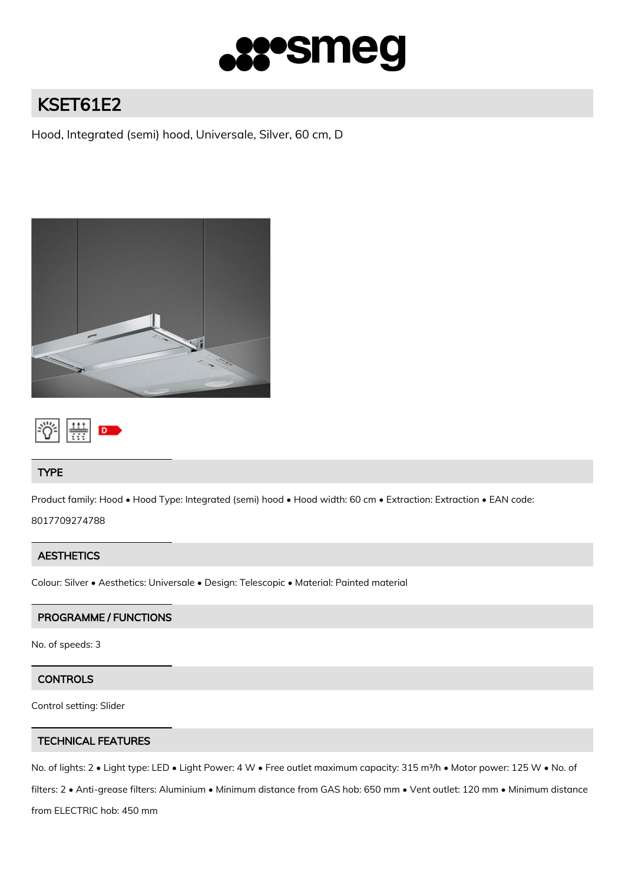# KSET61E2

Hood, Integrated (semi) hood, Universale, Silver, 60 cm, D

## TYPE

Product family: Hood • Hood Type: Integrated (semi) hood • Hood width: 60 cm • Extraction: Extraction • EAN code: 8017709274788

## AESTHETICS

Colour: Silver • Aesthetics: Universale • Design: Telescopic • Material: Painted material

## PROGRAMME / FUNCTIONS

No. of speeds: 3

## CONTROLS

Control setting: Slider

## TECHNICAL FEATURES

No. of lights: 2 • Light type: LED • Light Power: 4 W • Free outlet maximum capacity: 315 m³/h • Motor power: 125 W • No. of filters: 2 • Anti-grease filters: Aluminium • Minimum distance from GAS hob: 650 mm • Vent outlet: 120 mm • Minimum distance from ELECTRIC hob: 450 mm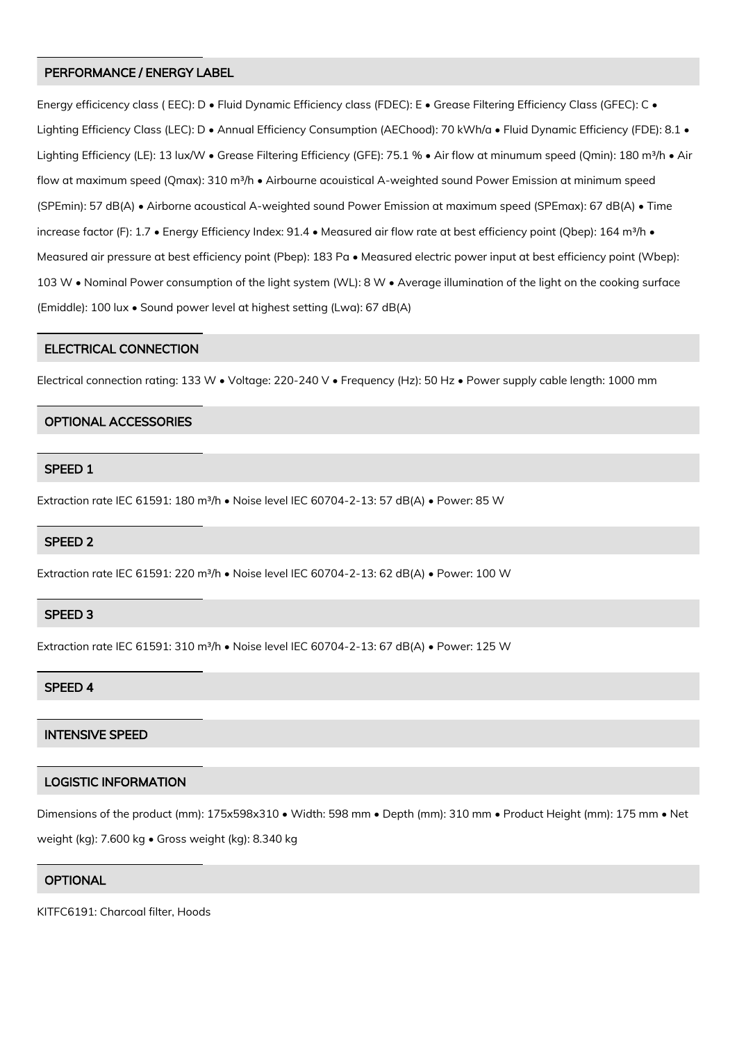## PERFORMANCE / ENERGY LABEL

Energy efficicency class ( EEC): D • Fluid Dynamic Efficiency class (FDEC): E • Grease Filtering Efficiency Class (GFEC): C • Lighting Efficiency Class (LEC): D • Annual Efficiency Consumption (AEChood): 70 kWh/a • Fluid Dynamic Efficiency (FDE): 8.1 • Lighting Efficiency (LE): 13 lux/W • Grease Filtering Efficiency (GFE): 75.1 % • Air flow at minumum speed (Qmin): 180 m³/h • Air flow at maximum speed (Qmax): 310 m³/h • Airbourne acouistical A-weighted sound Power Emission at minimum speed (SPEmin): 57 dB(A) • Airborne acoustical A-weighted sound Power Emission at maximum speed (SPEmax): 67 dB(A) • Time increase factor (F): 1.7 • Energy Efficiency Index: 91.4 • Measured air flow rate at best efficiency point (Qbep): 164 m³/h • Measured air pressure at best efficiency point (Pbep): 183 Pa • Measured electric power input at best efficiency point (Wbep): 103 W • Nominal Power consumption of the light system (WL): 8 W • Average illumination of the light on the cooking surface (Emiddle): 100 lux • Sound power level at highest setting (Lwa): 67 dB(A)

## ELECTRICAL CONNECTION

Electrical connection rating: 133 W • Voltage: 220-240 V • Frequency (Hz): 50 Hz • Power supply cable length: 1000 mm

## OPTIONAL ACCESSORIES

## SPEED 1

Extraction rate IEC 61591: 180 m³/h • Noise level IEC 60704-2-13: 57 dB(A) • Power: 85 W

## SPEED 2

Extraction rate IEC 61591: 220 m³/h • Noise level IEC 60704-2-13: 62 dB(A) • Power: 100 W

## SPEED 3

Extraction rate IEC 61591: 310 m³/h • Noise level IEC 60704-2-13: 67 dB(A) • Power: 125 W

## SPEED 4

## INTENSIVE SPEED

## LOGISTIC INFORMATION

Dimensions of the product (mm): 175x598x310 • Width: 598 mm • Depth (mm): 310 mm • Product Height (mm): 175 mm • Net weight (kg): 7.600 kg • Gross weight (kg): 8.340 kg

## OPTIONAL

KITFC6191: Charcoal filter, Hoods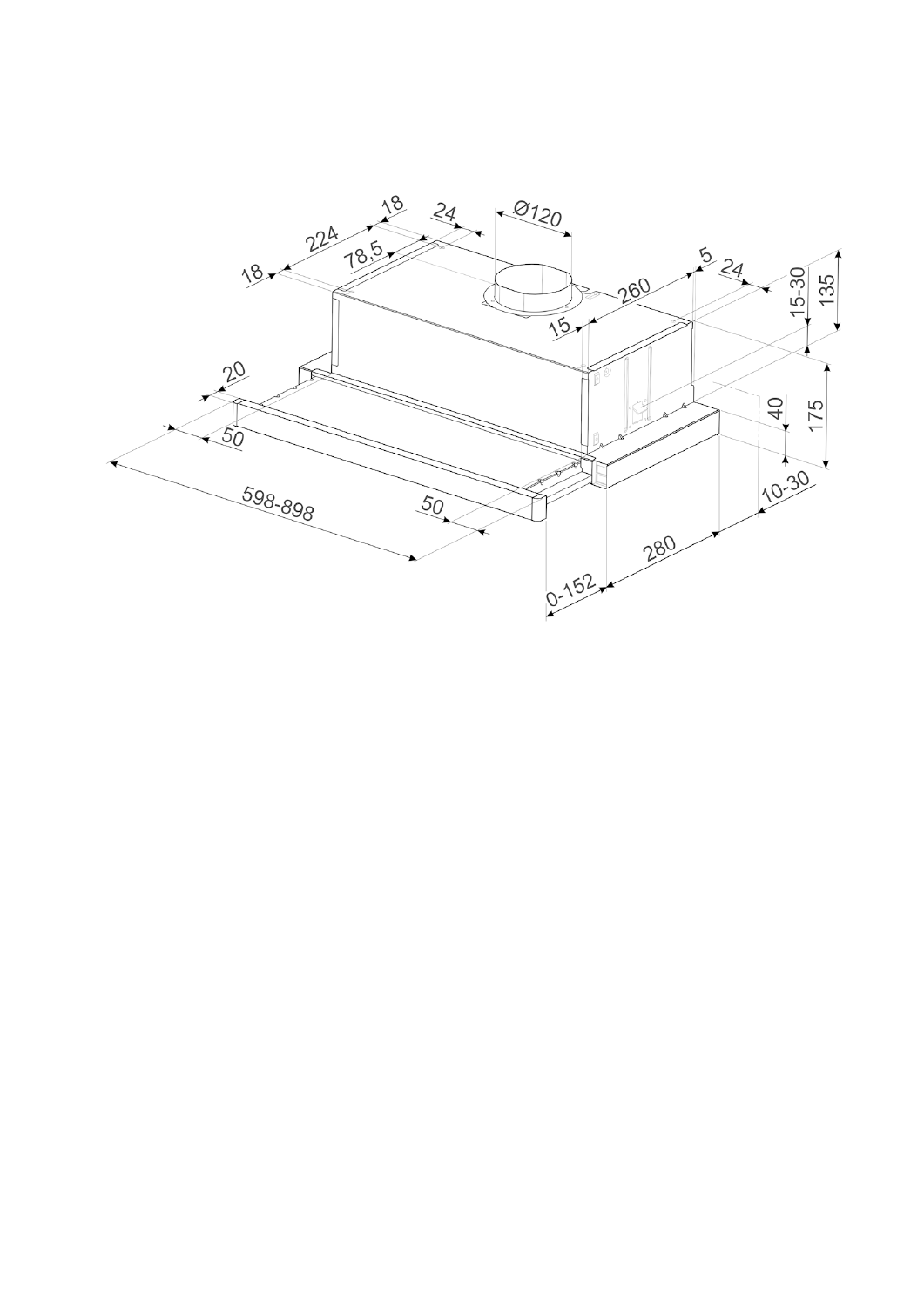18

224

18

24

Ø120

78,5

5

24

15-30

135

260

15

20

40

175

50

598-898

50

10-30

280

0-152